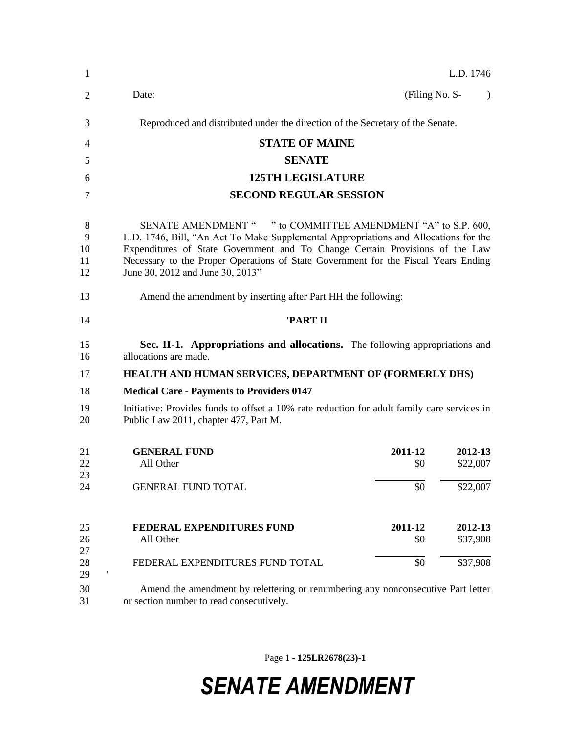L.D. 1746

Date: (Filing No. S- )

Reproduced and distributed under the direction of the Secretary of the Senate.

# STATE OF MAINE

## SENATE

## 125TH LEGISLATURE

## SECOND REGULAR SESSION

SENATE AMENDMENT " " to COMMITTEE AMENDMENT "A" to S.P. 600, L.D. 1746, Bill, "An Act To Make Supplemental Appropriations and Allocations for the Expenditures of State Government and To Change Certain Provisions of the Law Necessary to the Proper Operations of State Government for the Fiscal Years Ending June 30, 2012 and June 30, 2013"

Amend the amendment by inserting after Part HH the following:

'PART II

**Sec. II-1. Appropriations and allocations.** The following appropriations and allocations are made.

**HEALTH AND HUMAN SERVICES, DEPARTMENT OF (FORMERLY DHS)**

**Medical Care - Payments to Providers 0147**

Initiative: Provides funds to offset a 10% rate reduction for adult family care services in Public Law 2011, chapter 477, Part M.

| **GENERAL FUND** | **2011-12** | **2012-13** |
|---|---|---|
| All Other | $0 | $22,007 |
| GENERAL FUND TOTAL | $0 | $22,007 |

| **FEDERAL EXPENDITURES FUND** | **2011-12** | **2012-13** |
|---|---|---|
| All Other | $0 | $37,908 |
| FEDERAL EXPENDITURES FUND TOTAL | $0 | $37,908 |

'

Amend the amendment by relettering or renumbering any nonconsecutive Part letter or section number to read consecutively.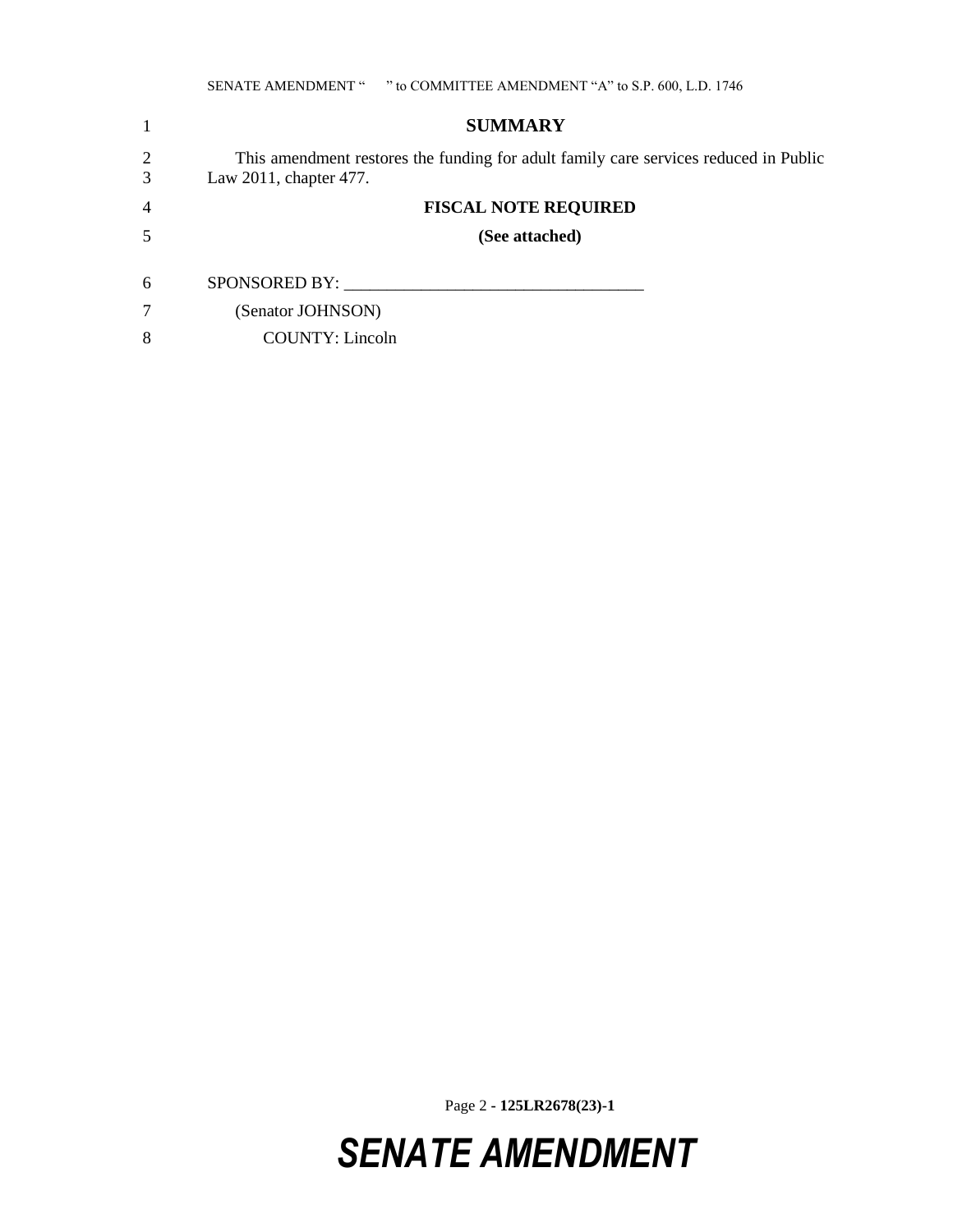## SUMMARY

This amendment restores the funding for adult family care services reduced in Public Law 2011, chapter 477.

**FISCAL NOTE REQUIRED**

**(See attached)**

SPONSORED BY: ___________________________________

(Senator JOHNSON)

COUNTY: Lincoln

***SENATE AMENDMENT***